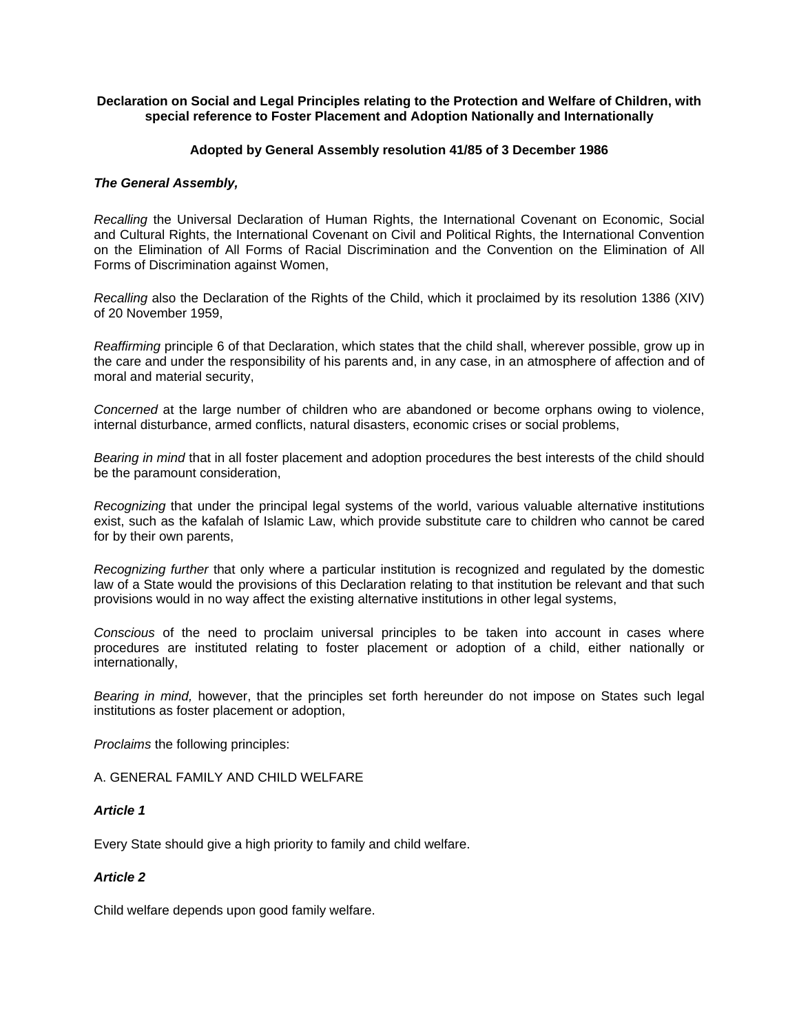# Declaration on Social and Legal Principles relating to the Protection and Welfare of Children, with special reference to Foster Placement and Adoption Nationally and Internationally

**Adopted by General Assembly resolution 41/85 of 3 December 1986**

***The General Assembly,***

*Recalling* the Universal Declaration of Human Rights, the International Covenant on Economic, Social and Cultural Rights, the International Covenant on Civil and Political Rights, the International Convention on the Elimination of All Forms of Racial Discrimination and the Convention on the Elimination of All Forms of Discrimination against Women,

*Recalling* also the Declaration of the Rights of the Child, which it proclaimed by its resolution 1386 (XIV) of 20 November 1959,

*Reaffirming* principle 6 of that Declaration, which states that the child shall, wherever possible, grow up in the care and under the responsibility of his parents and, in any case, in an atmosphere of affection and of moral and material security,

*Concerned* at the large number of children who are abandoned or become orphans owing to violence, internal disturbance, armed conflicts, natural disasters, economic crises or social problems,

*Bearing in mind* that in all foster placement and adoption procedures the best interests of the child should be the paramount consideration,

*Recognizing* that under the principal legal systems of the world, various valuable alternative institutions exist, such as the kafalah of Islamic Law, which provide substitute care to children who cannot be cared for by their own parents,

*Recognizing further* that only where a particular institution is recognized and regulated by the domestic law of a State would the provisions of this Declaration relating to that institution be relevant and that such provisions would in no way affect the existing alternative institutions in other legal systems,

*Conscious* of the need to proclaim universal principles to be taken into account in cases where procedures are instituted relating to foster placement or adoption of a child, either nationally or internationally,

*Bearing in mind,* however, that the principles set forth hereunder do not impose on States such legal institutions as foster placement or adoption,

*Proclaims* the following principles:

A. GENERAL FAMILY AND CHILD WELFARE

***Article 1***

Every State should give a high priority to family and child welfare.

***Article 2***

Child welfare depends upon good family welfare.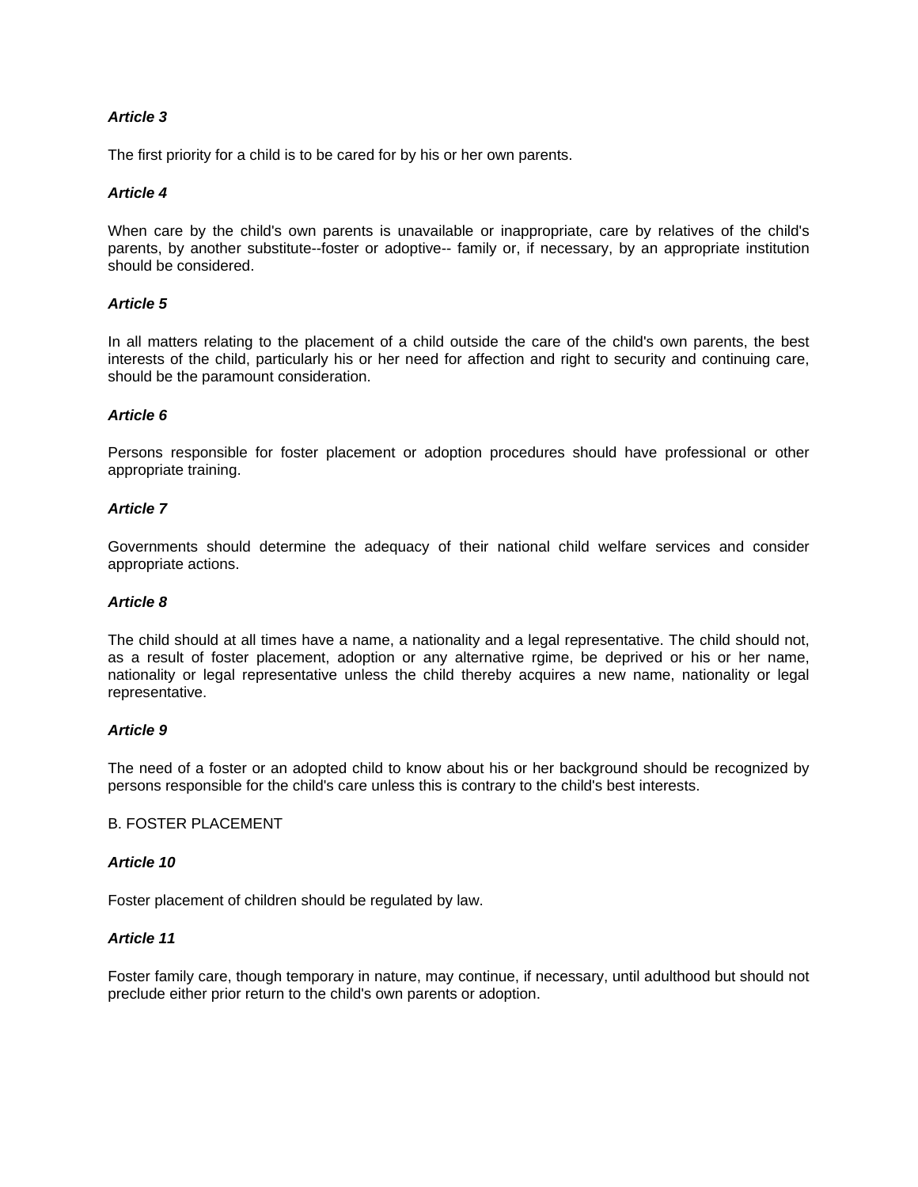***Article 3***

The first priority for a child is to be cared for by his or her own parents.

***Article 4***

When care by the child's own parents is unavailable or inappropriate, care by relatives of the child's parents, by another substitute--foster or adoptive-- family or, if necessary, by an appropriate institution should be considered.

***Article 5***

In all matters relating to the placement of a child outside the care of the child's own parents, the best interests of the child, particularly his or her need for affection and right to security and continuing care, should be the paramount consideration.

***Article 6***

Persons responsible for foster placement or adoption procedures should have professional or other appropriate training.

***Article 7***

Governments should determine the adequacy of their national child welfare services and consider appropriate actions.

***Article 8***

The child should at all times have a name, a nationality and a legal representative. The child should not, as a result of foster placement, adoption or any alternative rgime, be deprived or his or her name, nationality or legal representative unless the child thereby acquires a new name, nationality or legal representative.

***Article 9***

The need of a foster or an adopted child to know about his or her background should be recognized by persons responsible for the child's care unless this is contrary to the child's best interests.

B. FOSTER PLACEMENT

***Article 10***

Foster placement of children should be regulated by law.

***Article 11***

Foster family care, though temporary in nature, may continue, if necessary, until adulthood but should not preclude either prior return to the child's own parents or adoption.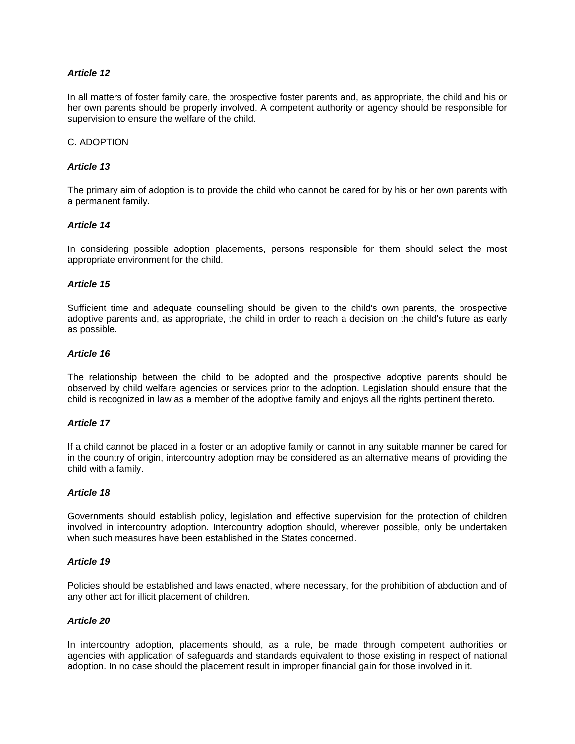***Article 12***

In all matters of foster family care, the prospective foster parents and, as appropriate, the child and his or her own parents should be properly involved. A competent authority or agency should be responsible for supervision to ensure the welfare of the child.

C. ADOPTION

***Article 13***

The primary aim of adoption is to provide the child who cannot be cared for by his or her own parents with a permanent family.

***Article 14***

In considering possible adoption placements, persons responsible for them should select the most appropriate environment for the child.

***Article 15***

Sufficient time and adequate counselling should be given to the child's own parents, the prospective adoptive parents and, as appropriate, the child in order to reach a decision on the child's future as early as possible.

***Article 16***

The relationship between the child to be adopted and the prospective adoptive parents should be observed by child welfare agencies or services prior to the adoption. Legislation should ensure that the child is recognized in law as a member of the adoptive family and enjoys all the rights pertinent thereto.

***Article 17***

If a child cannot be placed in a foster or an adoptive family or cannot in any suitable manner be cared for in the country of origin, intercountry adoption may be considered as an alternative means of providing the child with a family.

***Article 18***

Governments should establish policy, legislation and effective supervision for the protection of children involved in intercountry adoption. Intercountry adoption should, wherever possible, only be undertaken when such measures have been established in the States concerned.

***Article 19***

Policies should be established and laws enacted, where necessary, for the prohibition of abduction and of any other act for illicit placement of children.

***Article 20***

In intercountry adoption, placements should, as a rule, be made through competent authorities or agencies with application of safeguards and standards equivalent to those existing in respect of national adoption. In no case should the placement result in improper financial gain for those involved in it.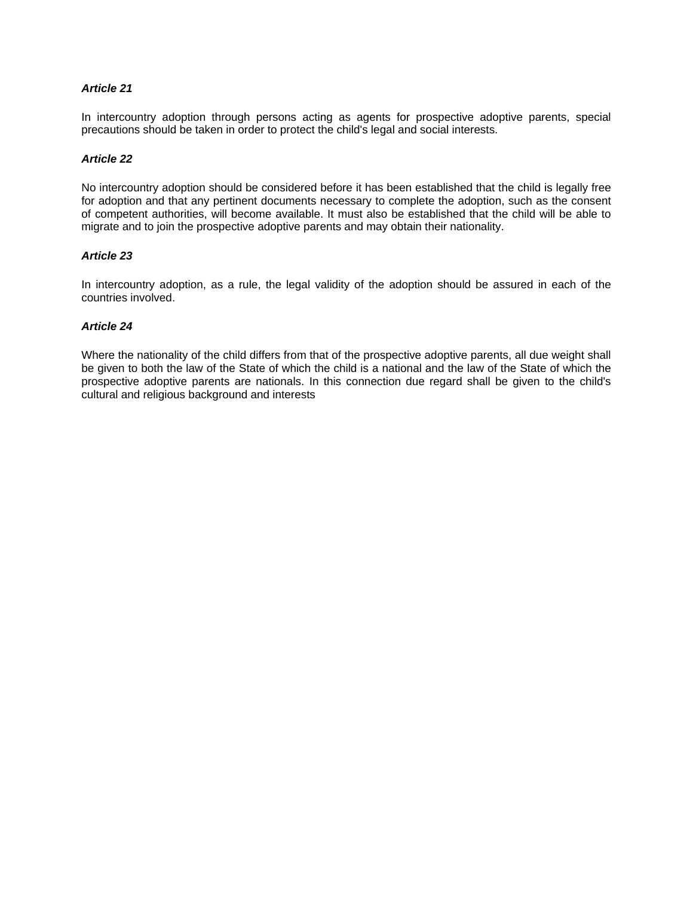***Article 21***

In intercountry adoption through persons acting as agents for prospective adoptive parents, special precautions should be taken in order to protect the child's legal and social interests.

***Article 22***

No intercountry adoption should be considered before it has been established that the child is legally free for adoption and that any pertinent documents necessary to complete the adoption, such as the consent of competent authorities, will become available. It must also be established that the child will be able to migrate and to join the prospective adoptive parents and may obtain their nationality.

***Article 23***

In intercountry adoption, as a rule, the legal validity of the adoption should be assured in each of the countries involved.

***Article 24***

Where the nationality of the child differs from that of the prospective adoptive parents, all due weight shall be given to both the law of the State of which the child is a national and the law of the State of which the prospective adoptive parents are nationals. In this connection due regard shall be given to the child's cultural and religious background and interests